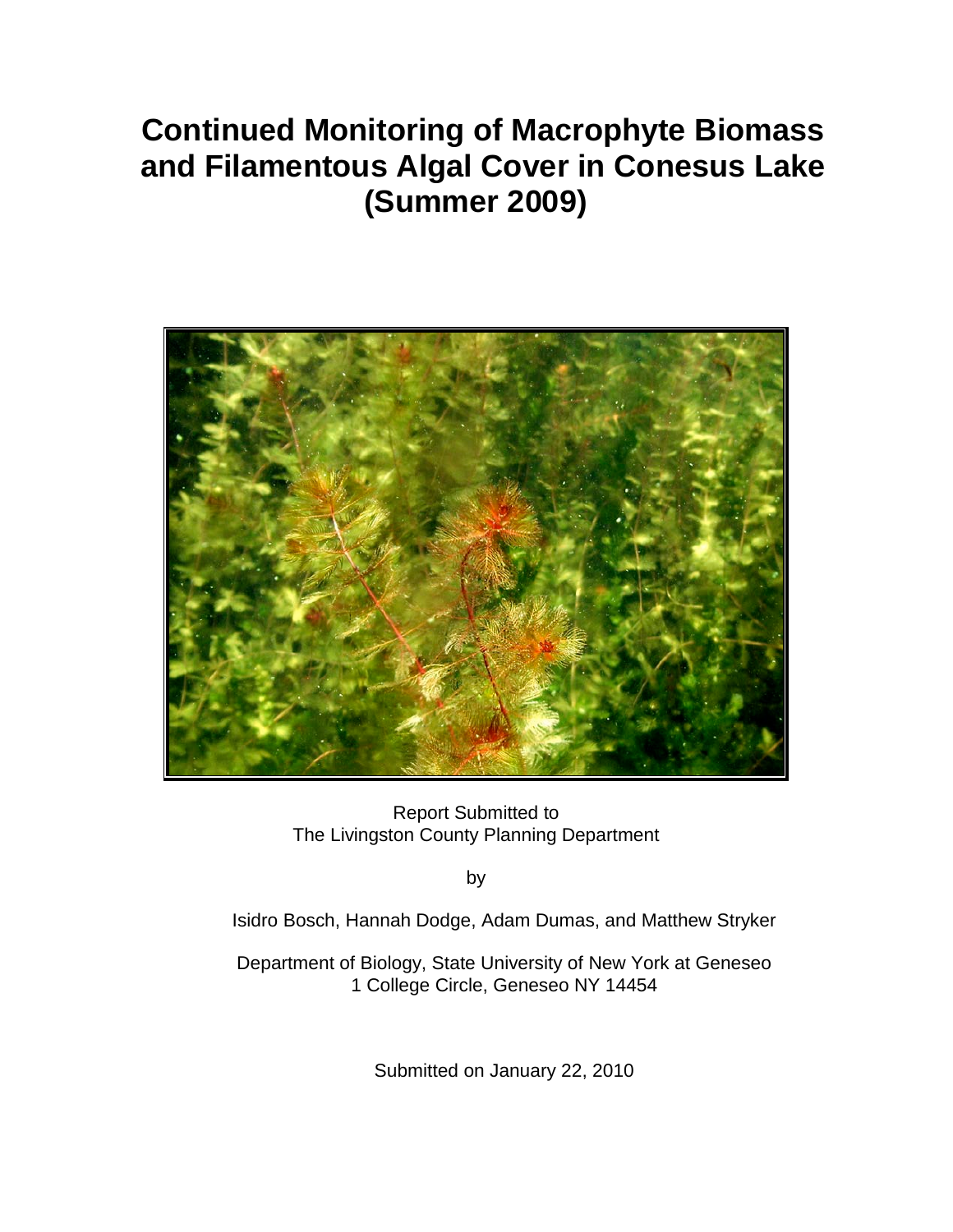# Continued Monitoring of Macrophyte Biomass and Filamentous Algal Cover in Conesus Lake (Summer 2009)

Report Submitted to
The Livingston County Planning Department

by

Isidro Bosch, Hannah Dodge, Adam Dumas, and Matthew Stryker

Department of Biology, State University of New York at Geneseo
1 College Circle, Geneseo NY 14454

Submitted on January 22, 2010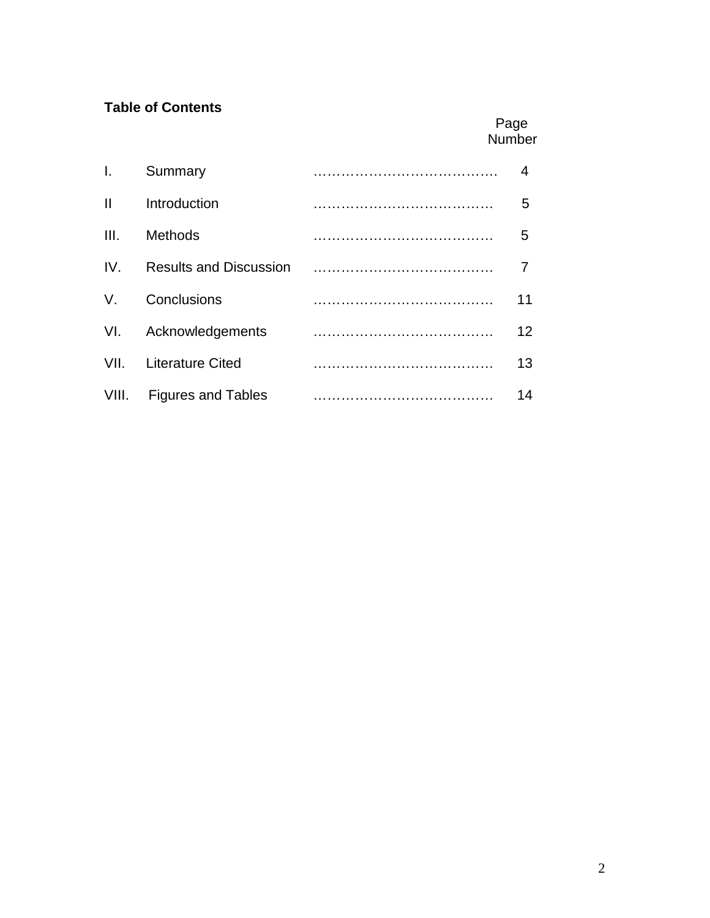**Table of Contents**

| | | Page Number |
|---|---|---|
| I. | Summary | 4 |
| II | Introduction | 5 |
| III. | Methods | 5 |
| IV. | Results and Discussion | 7 |
| V. | Conclusions | 11 |
| VI. | Acknowledgements | 12 |
| VII. | Literature Cited | 13 |
| VIII. | Figures and Tables | 14 |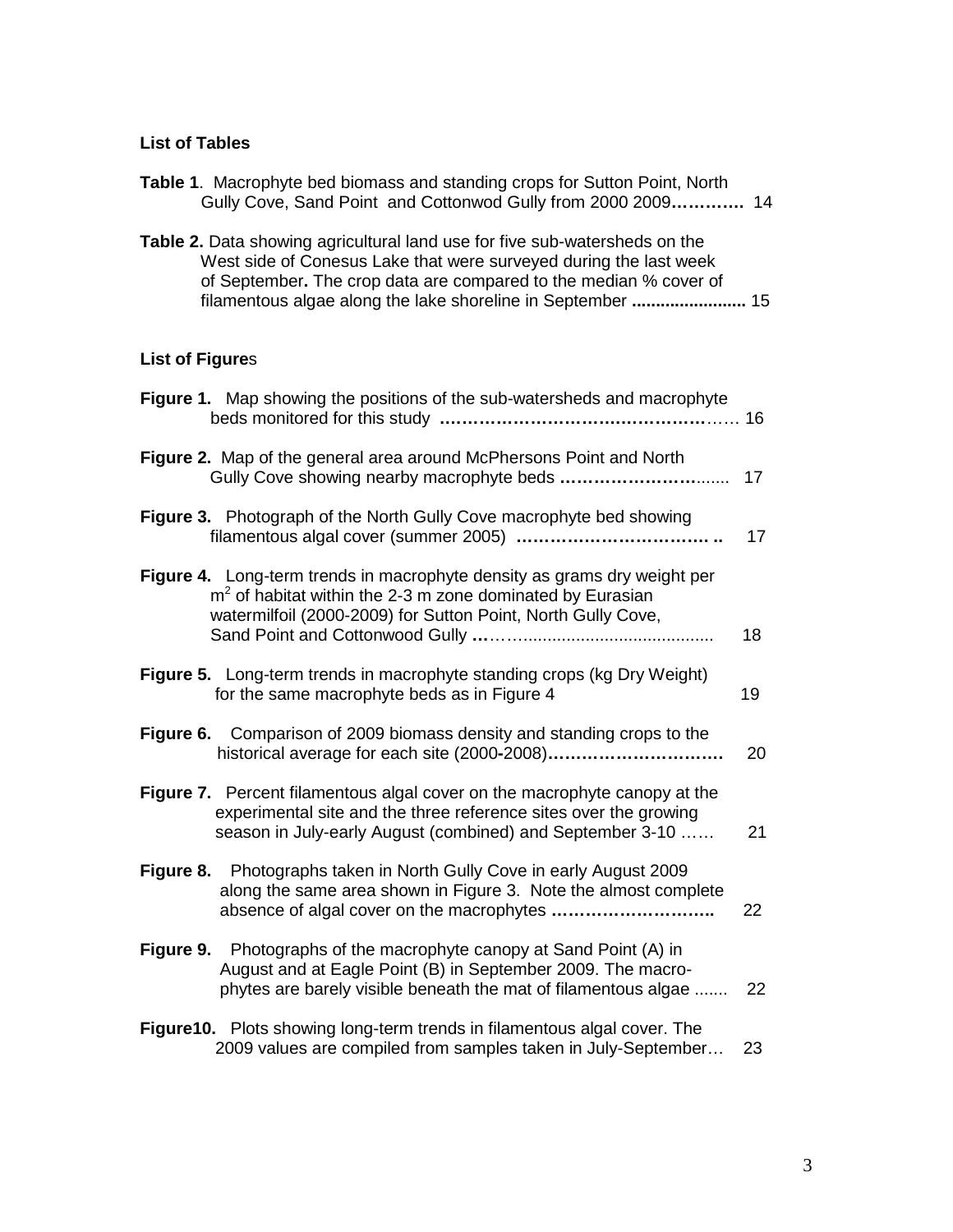### List of Tables

**Table 1**. Macrophyte bed biomass and standing crops for Sutton Point, North Gully Cove, Sand Point and Cottonwod Gully from 2000 2009………… 14

**Table 2.** Data showing agricultural land use for five sub-watersheds on the West side of Conesus Lake that were surveyed during the last week of September**.** The crop data are compared to the median % cover of filamentous algae along the lake shoreline in September ....................... 15

### List of Figures

**Figure 1.** Map showing the positions of the sub-watersheds and macrophyte beds monitored for this study ……………………………………………… 16

**Figure 2.** Map of the general area around McPhersons Point and North Gully Cove showing nearby macrophyte beds ……………………....... 17

**Figure 3.** Photograph of the North Gully Cove macrophyte bed showing filamentous algal cover (summer 2005) ……………………………. .. 17

**Figure 4.** Long-term trends in macrophyte density as grams dry weight per $m^2$ of habitat within the 2-3 m zone dominated by Eurasian watermilfoil (2000-2009) for Sutton Point, North Gully Cove, Sand Point and Cottonwood Gully ……….......................................... 18

**Figure 5.** Long-term trends in macrophyte standing crops (kg Dry Weight) for the same macrophyte beds as in Figure 4 19

**Figure 6.** Comparison of 2009 biomass density and standing crops to the historical average for each site (2000**-**2008)…………………………. 20

**Figure 7.** Percent filamentous algal cover on the macrophyte canopy at the experimental site and the three reference sites over the growing season in July-early August (combined) and September 3-10 …… 21

**Figure 8.** Photographs taken in North Gully Cove in early August 2009 along the same area shown in Figure 3. Note the almost complete absence of algal cover on the macrophytes ……………………….. 22

**Figure 9.** Photographs of the macrophyte canopy at Sand Point (A) in August and at Eagle Point (B) in September 2009. The macrophytes are barely visible beneath the mat of filamentous algae ....... 22

**Figure10.** Plots showing long-term trends in filamentous algal cover. The 2009 values are compiled from samples taken in July-September… 23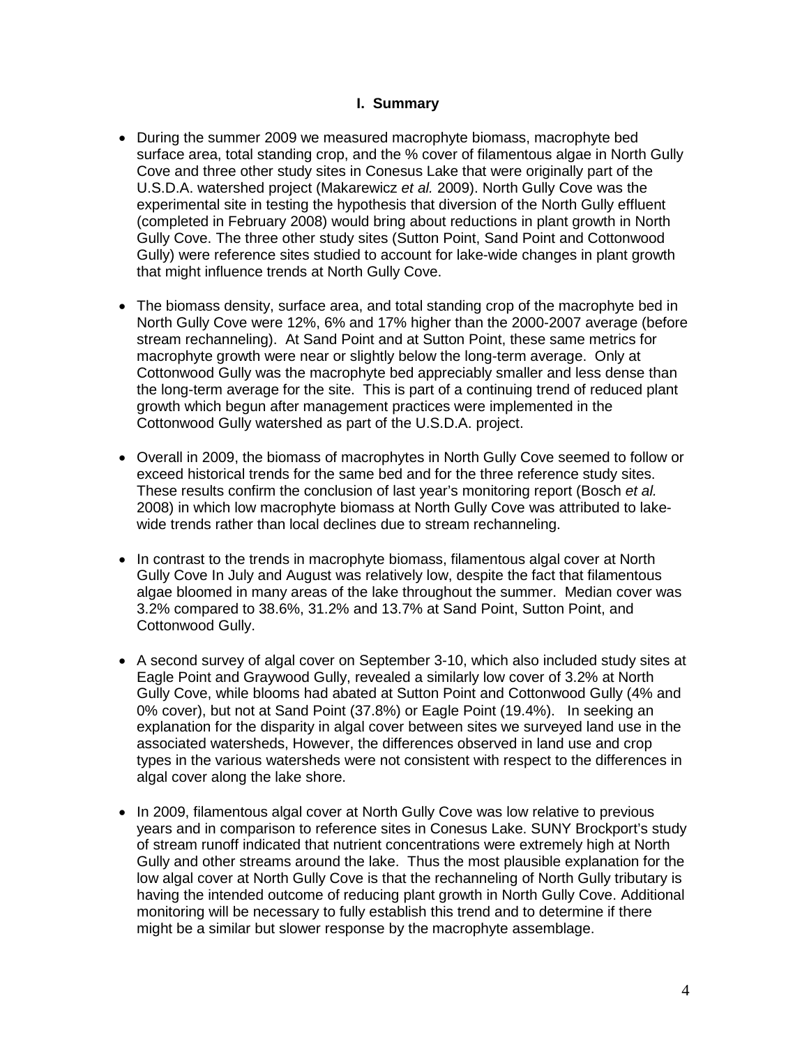## I. Summary

- During the summer 2009 we measured macrophyte biomass, macrophyte bed surface area, total standing crop, and the % cover of filamentous algae in North Gully Cove and three other study sites in Conesus Lake that were originally part of the U.S.D.A. watershed project (Makarewicz *et al.* 2009). North Gully Cove was the experimental site in testing the hypothesis that diversion of the North Gully effluent (completed in February 2008) would bring about reductions in plant growth in North Gully Cove. The three other study sites (Sutton Point, Sand Point and Cottonwood Gully) were reference sites studied to account for lake-wide changes in plant growth that might influence trends at North Gully Cove.

- The biomass density, surface area, and total standing crop of the macrophyte bed in North Gully Cove were 12%, 6% and 17% higher than the 2000-2007 average (before stream rechanneling). At Sand Point and at Sutton Point, these same metrics for macrophyte growth were near or slightly below the long-term average. Only at Cottonwood Gully was the macrophyte bed appreciably smaller and less dense than the long-term average for the site. This is part of a continuing trend of reduced plant growth which begun after management practices were implemented in the Cottonwood Gully watershed as part of the U.S.D.A. project.

- Overall in 2009, the biomass of macrophytes in North Gully Cove seemed to follow or exceed historical trends for the same bed and for the three reference study sites. These results confirm the conclusion of last year's monitoring report (Bosch *et al.* 2008) in which low macrophyte biomass at North Gully Cove was attributed to lake-wide trends rather than local declines due to stream rechanneling.

- In contrast to the trends in macrophyte biomass, filamentous algal cover at North Gully Cove In July and August was relatively low, despite the fact that filamentous algae bloomed in many areas of the lake throughout the summer. Median cover was 3.2% compared to 38.6%, 31.2% and 13.7% at Sand Point, Sutton Point, and Cottonwood Gully.

- A second survey of algal cover on September 3-10, which also included study sites at Eagle Point and Graywood Gully, revealed a similarly low cover of 3.2% at North Gully Cove, while blooms had abated at Sutton Point and Cottonwood Gully (4% and 0% cover), but not at Sand Point (37.8%) or Eagle Point (19.4%). In seeking an explanation for the disparity in algal cover between sites we surveyed land use in the associated watersheds, However, the differences observed in land use and crop types in the various watersheds were not consistent with respect to the differences in algal cover along the lake shore.

- In 2009, filamentous algal cover at North Gully Cove was low relative to previous years and in comparison to reference sites in Conesus Lake. SUNY Brockport's study of stream runoff indicated that nutrient concentrations were extremely high at North Gully and other streams around the lake. Thus the most plausible explanation for the low algal cover at North Gully Cove is that the rechanneling of North Gully tributary is having the intended outcome of reducing plant growth in North Gully Cove. Additional monitoring will be necessary to fully establish this trend and to determine if there might be a similar but slower response by the macrophyte assemblage.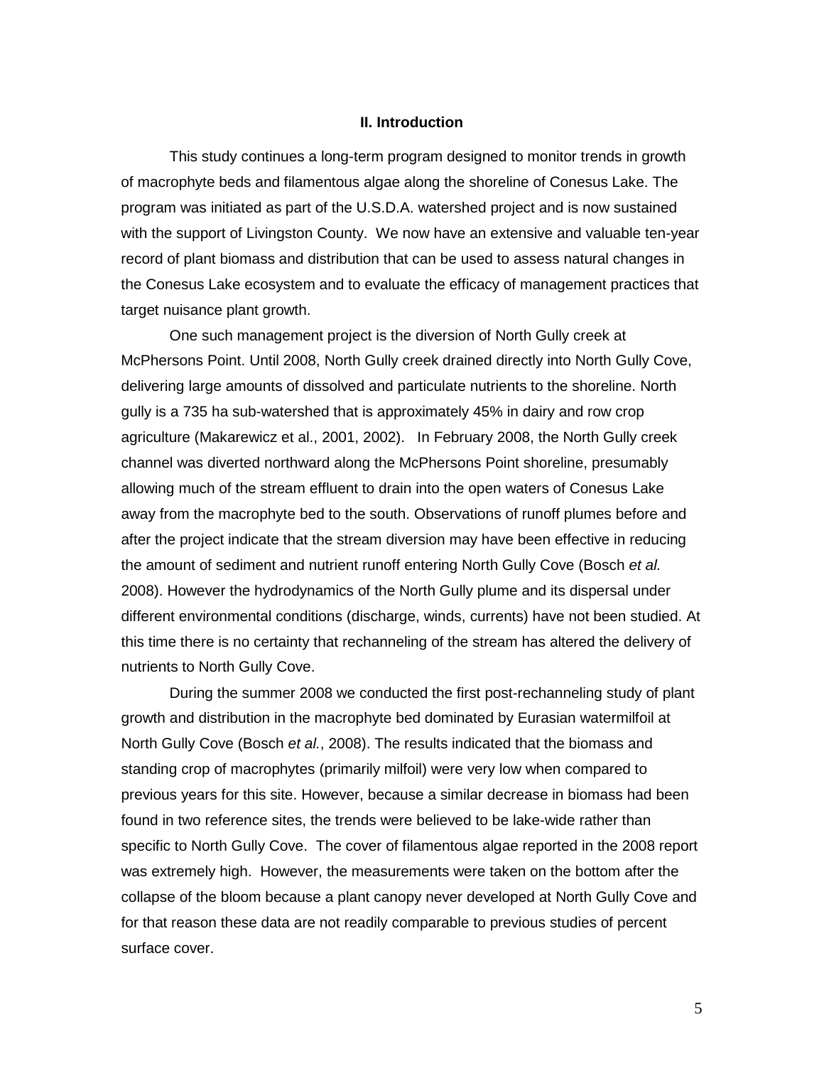## II. Introduction

This study continues a long-term program designed to monitor trends in growth of macrophyte beds and filamentous algae along the shoreline of Conesus Lake. The program was initiated as part of the U.S.D.A. watershed project and is now sustained with the support of Livingston County. We now have an extensive and valuable ten-year record of plant biomass and distribution that can be used to assess natural changes in the Conesus Lake ecosystem and to evaluate the efficacy of management practices that target nuisance plant growth.

One such management project is the diversion of North Gully creek at McPhersons Point. Until 2008, North Gully creek drained directly into North Gully Cove, delivering large amounts of dissolved and particulate nutrients to the shoreline. North gully is a 735 ha sub-watershed that is approximately 45% in dairy and row crop agriculture (Makarewicz et al., 2001, 2002). In February 2008, the North Gully creek channel was diverted northward along the McPhersons Point shoreline, presumably allowing much of the stream effluent to drain into the open waters of Conesus Lake away from the macrophyte bed to the south. Observations of runoff plumes before and after the project indicate that the stream diversion may have been effective in reducing the amount of sediment and nutrient runoff entering North Gully Cove (Bosch *et al.* 2008). However the hydrodynamics of the North Gully plume and its dispersal under different environmental conditions (discharge, winds, currents) have not been studied. At this time there is no certainty that rechanneling of the stream has altered the delivery of nutrients to North Gully Cove.

During the summer 2008 we conducted the first post-rechanneling study of plant growth and distribution in the macrophyte bed dominated by Eurasian watermilfoil at North Gully Cove (Bosch *et al.*, 2008). The results indicated that the biomass and standing crop of macrophytes (primarily milfoil) were very low when compared to previous years for this site. However, because a similar decrease in biomass had been found in two reference sites, the trends were believed to be lake-wide rather than specific to North Gully Cove. The cover of filamentous algae reported in the 2008 report was extremely high. However, the measurements were taken on the bottom after the collapse of the bloom because a plant canopy never developed at North Gully Cove and for that reason these data are not readily comparable to previous studies of percent surface cover.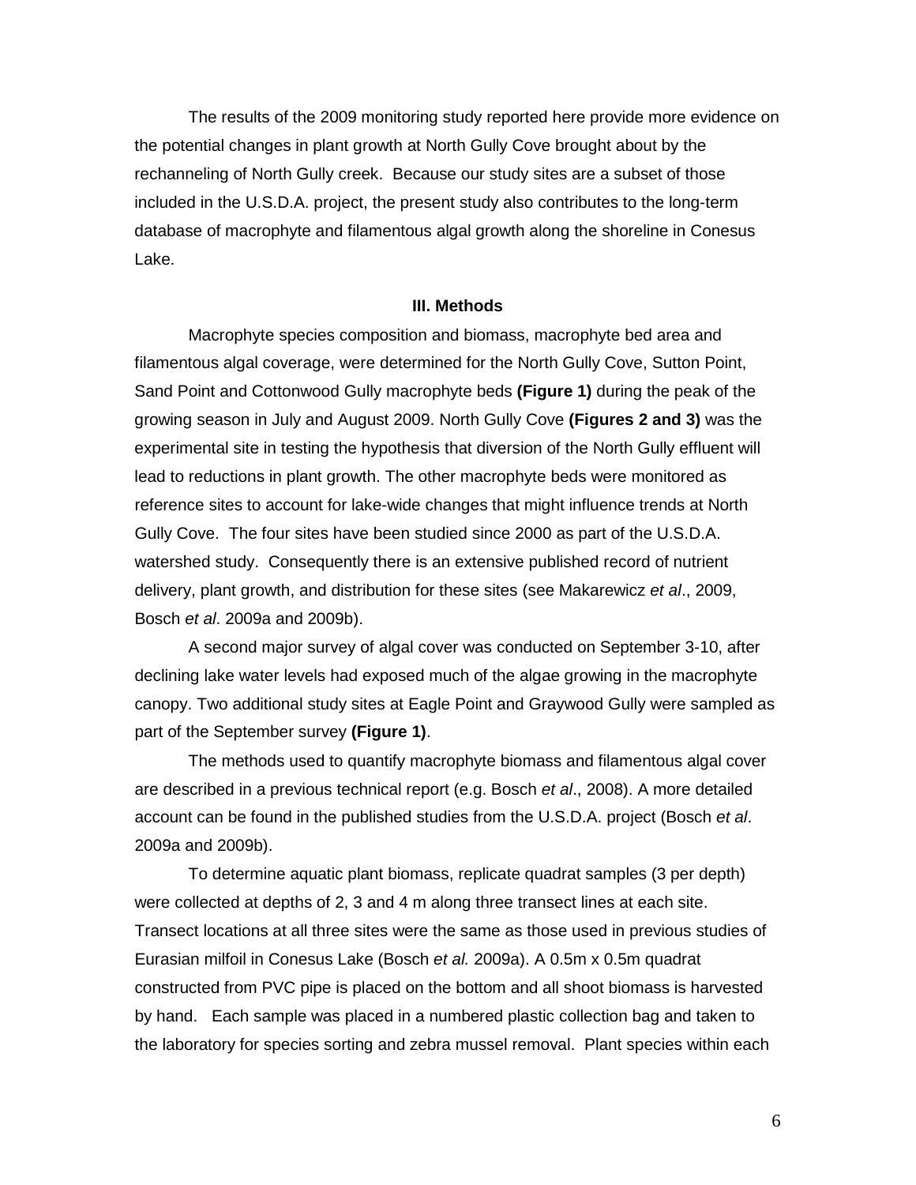The results of the 2009 monitoring study reported here provide more evidence on the potential changes in plant growth at North Gully Cove brought about by the rechanneling of North Gully creek. Because our study sites are a subset of those included in the U.S.D.A. project, the present study also contributes to the long-term database of macrophyte and filamentous algal growth along the shoreline in Conesus Lake.

## III. Methods

Macrophyte species composition and biomass, macrophyte bed area and filamentous algal coverage, were determined for the North Gully Cove, Sutton Point, Sand Point and Cottonwood Gully macrophyte beds **(Figure 1)** during the peak of the growing season in July and August 2009. North Gully Cove **(Figures 2 and 3)** was the experimental site in testing the hypothesis that diversion of the North Gully effluent will lead to reductions in plant growth. The other macrophyte beds were monitored as reference sites to account for lake-wide changes that might influence trends at North Gully Cove. The four sites have been studied since 2000 as part of the U.S.D.A. watershed study. Consequently there is an extensive published record of nutrient delivery, plant growth, and distribution for these sites (see Makarewicz *et al*., 2009, Bosch *et al*. 2009a and 2009b).

A second major survey of algal cover was conducted on September 3-10, after declining lake water levels had exposed much of the algae growing in the macrophyte canopy. Two additional study sites at Eagle Point and Graywood Gully were sampled as part of the September survey **(Figure 1)**.

The methods used to quantify macrophyte biomass and filamentous algal cover are described in a previous technical report (e.g. Bosch *et al*., 2008). A more detailed account can be found in the published studies from the U.S.D.A. project (Bosch *et al*. 2009a and 2009b).

To determine aquatic plant biomass, replicate quadrat samples (3 per depth) were collected at depths of 2, 3 and 4 m along three transect lines at each site. Transect locations at all three sites were the same as those used in previous studies of Eurasian milfoil in Conesus Lake (Bosch *et al.* 2009a). A 0.5m x 0.5m quadrat constructed from PVC pipe is placed on the bottom and all shoot biomass is harvested by hand. Each sample was placed in a numbered plastic collection bag and taken to the laboratory for species sorting and zebra mussel removal. Plant species within each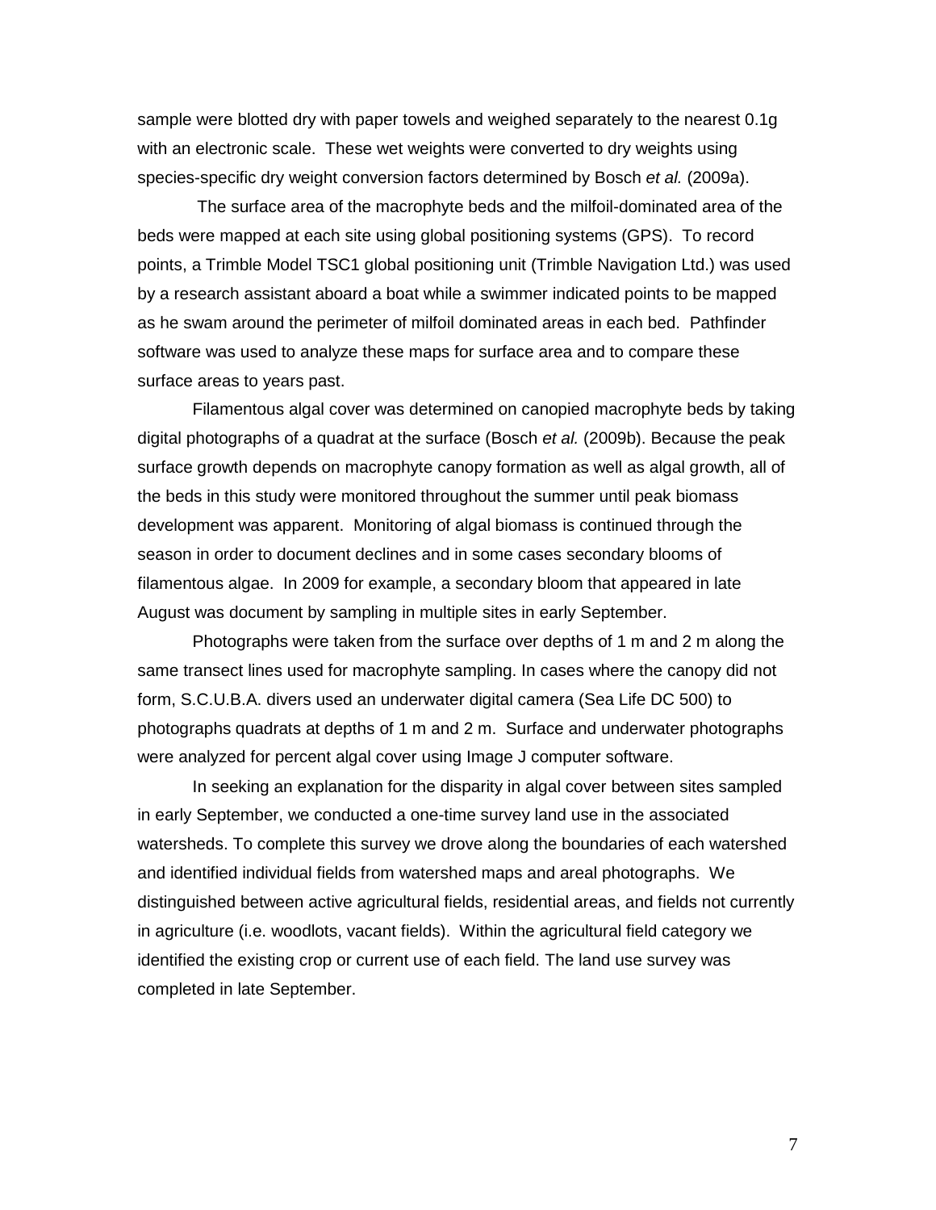sample were blotted dry with paper towels and weighed separately to the nearest 0.1g with an electronic scale. These wet weights were converted to dry weights using species-specific dry weight conversion factors determined by Bosch *et al.* (2009a).

The surface area of the macrophyte beds and the milfoil-dominated area of the beds were mapped at each site using global positioning systems (GPS). To record points, a Trimble Model TSC1 global positioning unit (Trimble Navigation Ltd.) was used by a research assistant aboard a boat while a swimmer indicated points to be mapped as he swam around the perimeter of milfoil dominated areas in each bed. Pathfinder software was used to analyze these maps for surface area and to compare these surface areas to years past.

Filamentous algal cover was determined on canopied macrophyte beds by taking digital photographs of a quadrat at the surface (Bosch *et al.* (2009b). Because the peak surface growth depends on macrophyte canopy formation as well as algal growth, all of the beds in this study were monitored throughout the summer until peak biomass development was apparent. Monitoring of algal biomass is continued through the season in order to document declines and in some cases secondary blooms of filamentous algae. In 2009 for example, a secondary bloom that appeared in late August was document by sampling in multiple sites in early September.

Photographs were taken from the surface over depths of 1 m and 2 m along the same transect lines used for macrophyte sampling. In cases where the canopy did not form, S.C.U.B.A. divers used an underwater digital camera (Sea Life DC 500) to photographs quadrats at depths of 1 m and 2 m. Surface and underwater photographs were analyzed for percent algal cover using Image J computer software.

In seeking an explanation for the disparity in algal cover between sites sampled in early September, we conducted a one-time survey land use in the associated watersheds. To complete this survey we drove along the boundaries of each watershed and identified individual fields from watershed maps and areal photographs. We distinguished between active agricultural fields, residential areas, and fields not currently in agriculture (i.e. woodlots, vacant fields). Within the agricultural field category we identified the existing crop or current use of each field. The land use survey was completed in late September.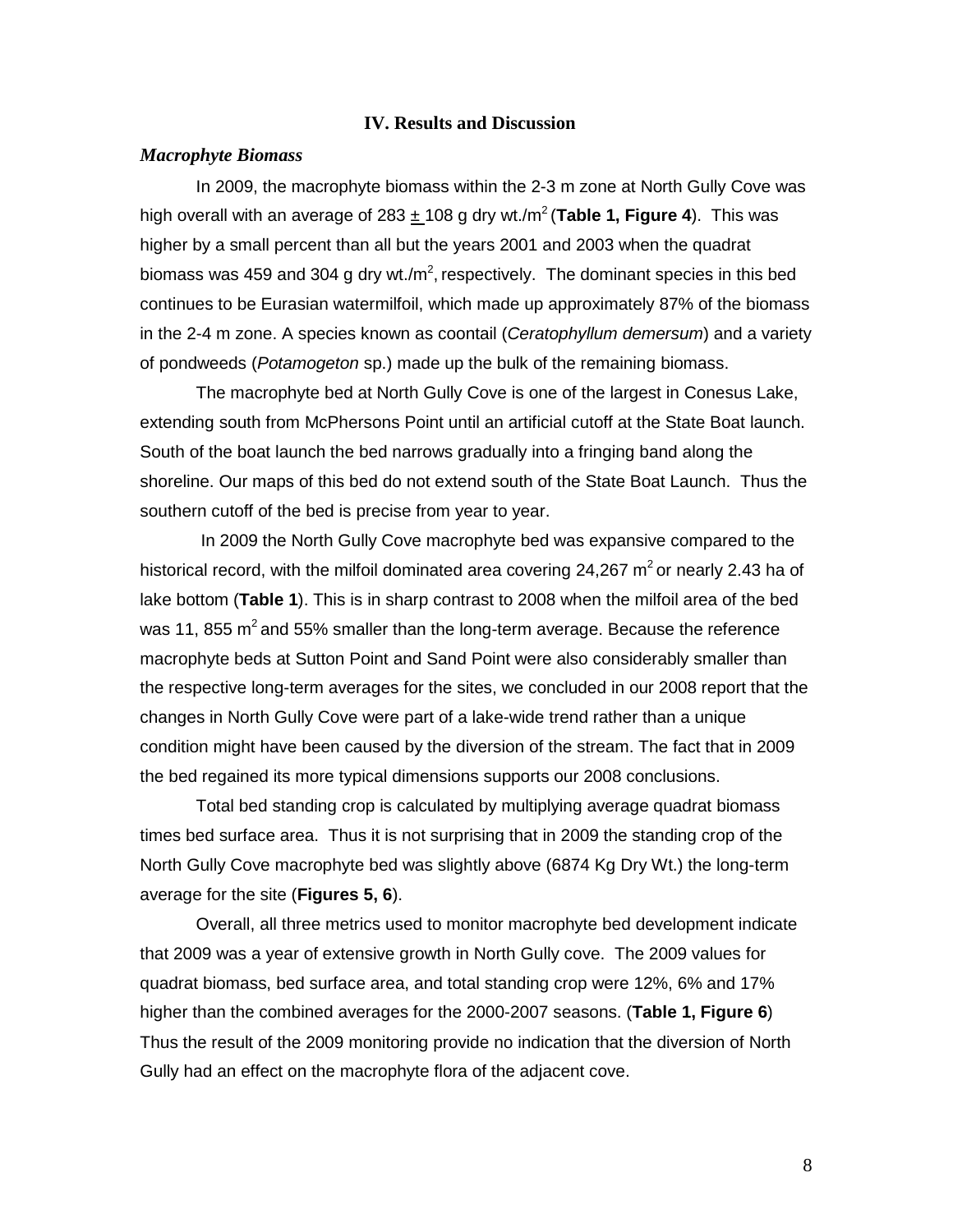## IV. Results and Discussion

### *Macrophyte Biomass*

In 2009, the macrophyte biomass within the 2-3 m zone at North Gully Cove was high overall with an average of 283 $\pm$ 108 g dry wt./$m^2$ (**Table 1, Figure 4**). This was higher by a small percent than all but the years 2001 and 2003 when the quadrat biomass was 459 and 304 g dry wt./$m^2$, respectively. The dominant species in this bed continues to be Eurasian watermilfoil, which made up approximately 87% of the biomass in the 2-4 m zone. A species known as coontail (*Ceratophyllum demersum*) and a variety of pondweeds (*Potamogeton* sp.) made up the bulk of the remaining biomass.

The macrophyte bed at North Gully Cove is one of the largest in Conesus Lake, extending south from McPhersons Point until an artificial cutoff at the State Boat launch. South of the boat launch the bed narrows gradually into a fringing band along the shoreline. Our maps of this bed do not extend south of the State Boat Launch. Thus the southern cutoff of the bed is precise from year to year.

In 2009 the North Gully Cove macrophyte bed was expansive compared to the historical record, with the milfoil dominated area covering 24,267 $m^2$ or nearly 2.43 ha of lake bottom (**Table 1**). This is in sharp contrast to 2008 when the milfoil area of the bed was 11, 855 $m^2$ and 55% smaller than the long-term average. Because the reference macrophyte beds at Sutton Point and Sand Point were also considerably smaller than the respective long-term averages for the sites, we concluded in our 2008 report that the changes in North Gully Cove were part of a lake-wide trend rather than a unique condition might have been caused by the diversion of the stream. The fact that in 2009 the bed regained its more typical dimensions supports our 2008 conclusions.

Total bed standing crop is calculated by multiplying average quadrat biomass times bed surface area. Thus it is not surprising that in 2009 the standing crop of the North Gully Cove macrophyte bed was slightly above (6874 Kg Dry Wt.) the long-term average for the site (**Figures 5, 6**).

Overall, all three metrics used to monitor macrophyte bed development indicate that 2009 was a year of extensive growth in North Gully cove. The 2009 values for quadrat biomass, bed surface area, and total standing crop were 12%, 6% and 17% higher than the combined averages for the 2000-2007 seasons. (**Table 1, Figure 6**) Thus the result of the 2009 monitoring provide no indication that the diversion of North Gully had an effect on the macrophyte flora of the adjacent cove.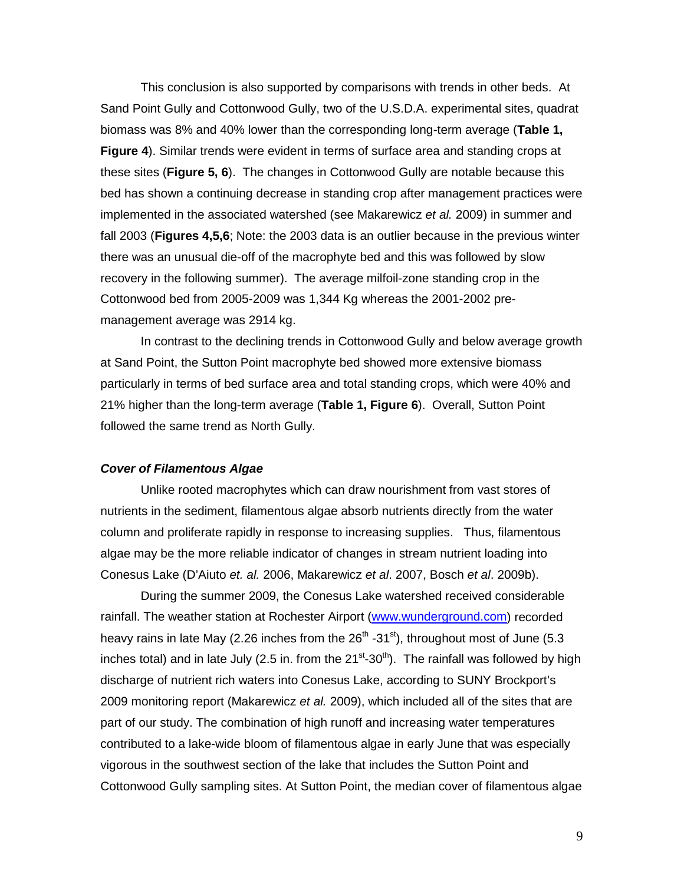This conclusion is also supported by comparisons with trends in other beds. At Sand Point Gully and Cottonwood Gully, two of the U.S.D.A. experimental sites, quadrat biomass was 8% and 40% lower than the corresponding long-term average (**Table 1, Figure 4**). Similar trends were evident in terms of surface area and standing crops at these sites (**Figure 5, 6**). The changes in Cottonwood Gully are notable because this bed has shown a continuing decrease in standing crop after management practices were implemented in the associated watershed (see Makarewicz *et al.* 2009) in summer and fall 2003 (**Figures 4,5,6**; Note: the 2003 data is an outlier because in the previous winter there was an unusual die-off of the macrophyte bed and this was followed by slow recovery in the following summer). The average milfoil-zone standing crop in the Cottonwood bed from 2005-2009 was 1,344 Kg whereas the 2001-2002 pre-management average was 2914 kg.

In contrast to the declining trends in Cottonwood Gully and below average growth at Sand Point, the Sutton Point macrophyte bed showed more extensive biomass particularly in terms of bed surface area and total standing crops, which were 40% and 21% higher than the long-term average (**Table 1, Figure 6**). Overall, Sutton Point followed the same trend as North Gully.

### *Cover of Filamentous Algae*

Unlike rooted macrophytes which can draw nourishment from vast stores of nutrients in the sediment, filamentous algae absorb nutrients directly from the water column and proliferate rapidly in response to increasing supplies. Thus, filamentous algae may be the more reliable indicator of changes in stream nutrient loading into Conesus Lake (D'Aiuto *et. al.* 2006, Makarewicz *et al*. 2007, Bosch *et al*. 2009b).

During the summer 2009, the Conesus Lake watershed received considerable rainfall. The weather station at Rochester Airport (www.wunderground.com) recorded heavy rains in late May (2.26 inches from the 26th -31st), throughout most of June (5.3 inches total) and in late July (2.5 in. from the 21st-30th). The rainfall was followed by high discharge of nutrient rich waters into Conesus Lake, according to SUNY Brockport's 2009 monitoring report (Makarewicz *et al.* 2009), which included all of the sites that are part of our study. The combination of high runoff and increasing water temperatures contributed to a lake-wide bloom of filamentous algae in early June that was especially vigorous in the southwest section of the lake that includes the Sutton Point and Cottonwood Gully sampling sites. At Sutton Point, the median cover of filamentous algae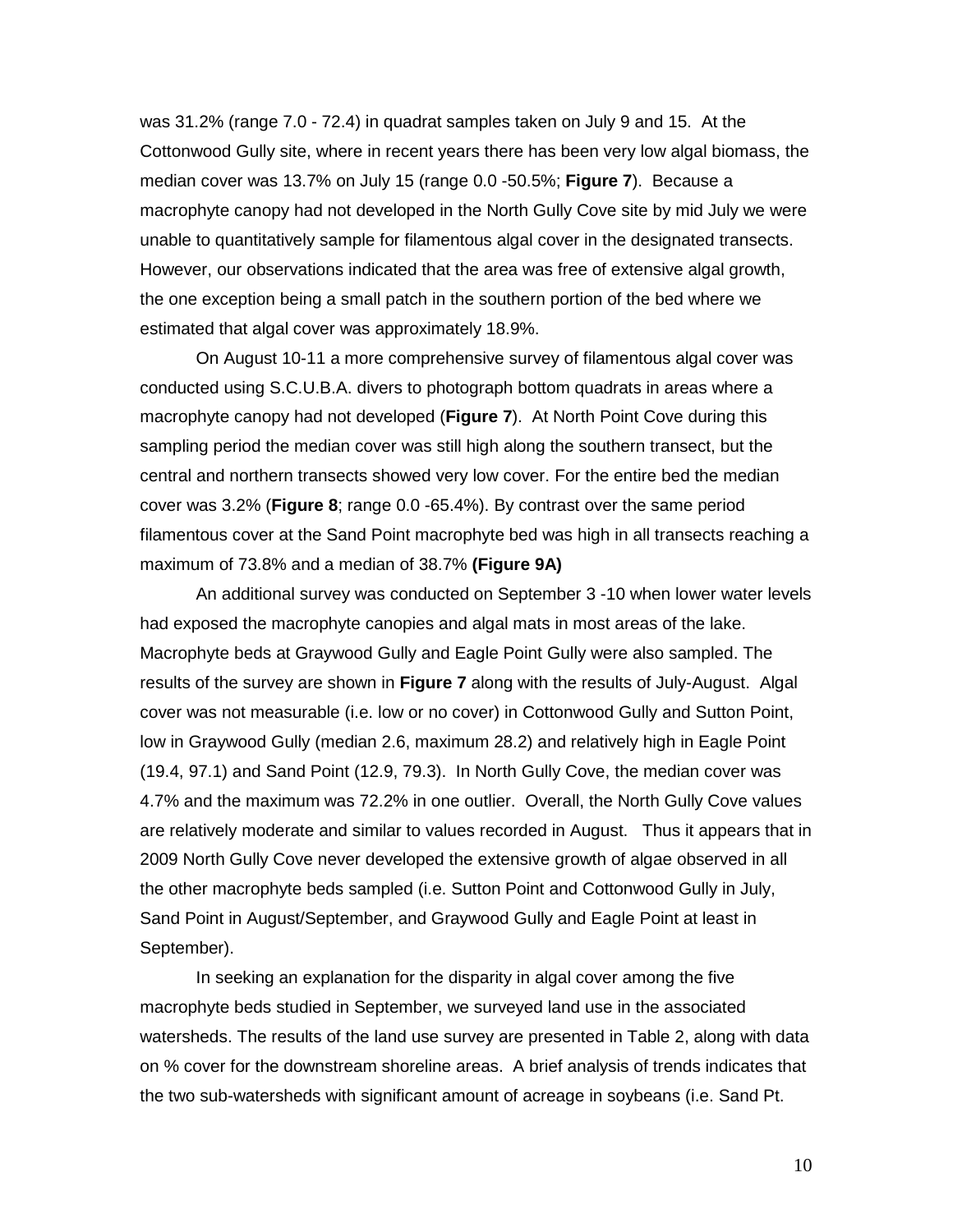was 31.2% (range 7.0 - 72.4) in quadrat samples taken on July 9 and 15. At the Cottonwood Gully site, where in recent years there has been very low algal biomass, the median cover was 13.7% on July 15 (range 0.0 -50.5%; **Figure 7**). Because a macrophyte canopy had not developed in the North Gully Cove site by mid July we were unable to quantitatively sample for filamentous algal cover in the designated transects. However, our observations indicated that the area was free of extensive algal growth, the one exception being a small patch in the southern portion of the bed where we estimated that algal cover was approximately 18.9%.

On August 10-11 a more comprehensive survey of filamentous algal cover was conducted using S.C.U.B.A. divers to photograph bottom quadrats in areas where a macrophyte canopy had not developed (**Figure 7**). At North Point Cove during this sampling period the median cover was still high along the southern transect, but the central and northern transects showed very low cover. For the entire bed the median cover was 3.2% (**Figure 8**; range 0.0 -65.4%). By contrast over the same period filamentous cover at the Sand Point macrophyte bed was high in all transects reaching a maximum of 73.8% and a median of 38.7% **(Figure 9A)**

An additional survey was conducted on September 3 -10 when lower water levels had exposed the macrophyte canopies and algal mats in most areas of the lake. Macrophyte beds at Graywood Gully and Eagle Point Gully were also sampled. The results of the survey are shown in **Figure 7** along with the results of July-August. Algal cover was not measurable (i.e. low or no cover) in Cottonwood Gully and Sutton Point, low in Graywood Gully (median 2.6, maximum 28.2) and relatively high in Eagle Point (19.4, 97.1) and Sand Point (12.9, 79.3). In North Gully Cove, the median cover was 4.7% and the maximum was 72.2% in one outlier. Overall, the North Gully Cove values are relatively moderate and similar to values recorded in August. Thus it appears that in 2009 North Gully Cove never developed the extensive growth of algae observed in all the other macrophyte beds sampled (i.e. Sutton Point and Cottonwood Gully in July, Sand Point in August/September, and Graywood Gully and Eagle Point at least in September).

In seeking an explanation for the disparity in algal cover among the five macrophyte beds studied in September, we surveyed land use in the associated watersheds. The results of the land use survey are presented in Table 2, along with data on % cover for the downstream shoreline areas. A brief analysis of trends indicates that the two sub-watersheds with significant amount of acreage in soybeans (i.e. Sand Pt.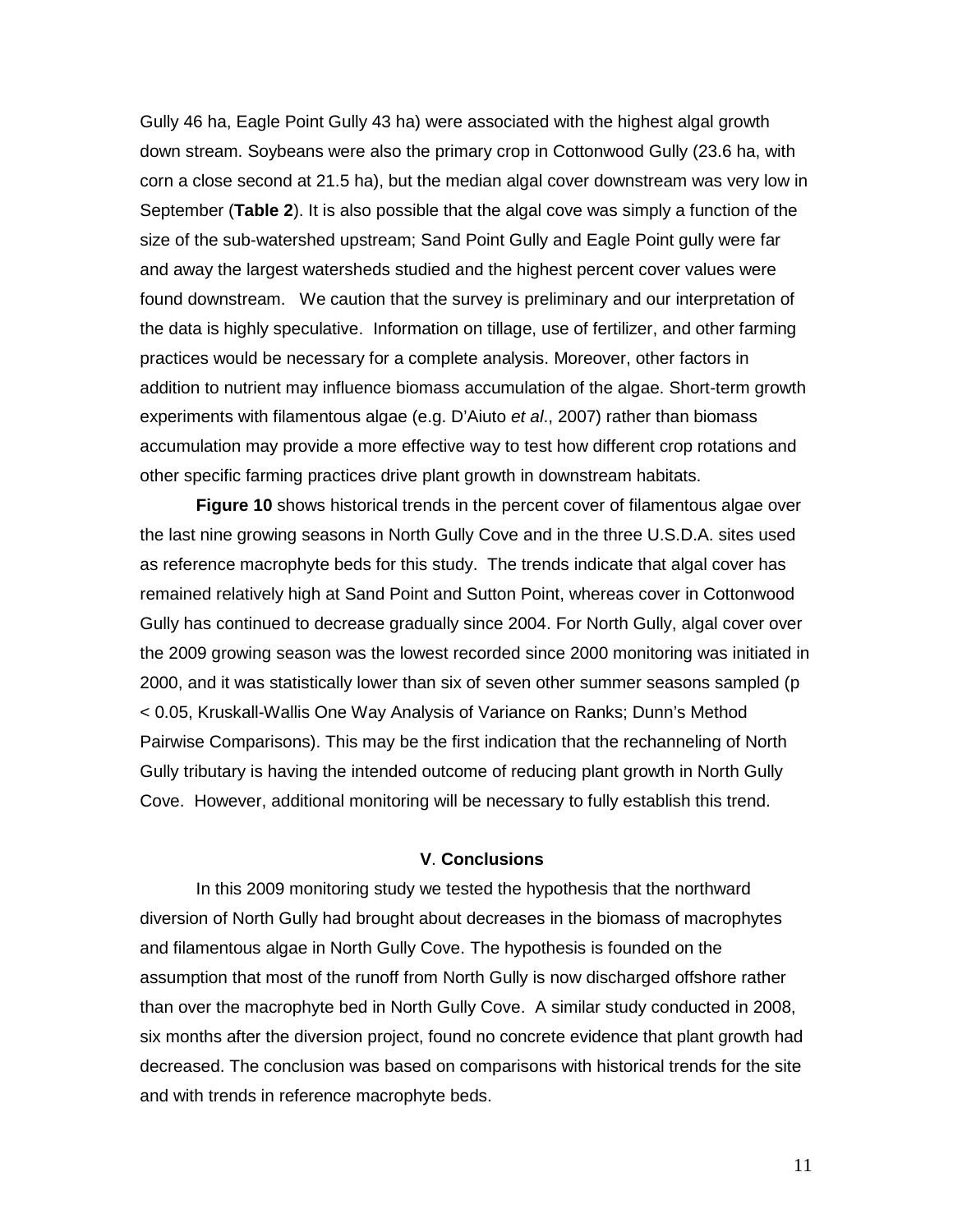Gully 46 ha, Eagle Point Gully 43 ha) were associated with the highest algal growth down stream. Soybeans were also the primary crop in Cottonwood Gully (23.6 ha, with corn a close second at 21.5 ha), but the median algal cover downstream was very low in September (**Table 2**). It is also possible that the algal cove was simply a function of the size of the sub-watershed upstream; Sand Point Gully and Eagle Point gully were far and away the largest watersheds studied and the highest percent cover values were found downstream. We caution that the survey is preliminary and our interpretation of the data is highly speculative. Information on tillage, use of fertilizer, and other farming practices would be necessary for a complete analysis. Moreover, other factors in addition to nutrient may influence biomass accumulation of the algae. Short-term growth experiments with filamentous algae (e.g. D'Aiuto *et al*., 2007) rather than biomass accumulation may provide a more effective way to test how different crop rotations and other specific farming practices drive plant growth in downstream habitats.

**Figure 10** shows historical trends in the percent cover of filamentous algae over the last nine growing seasons in North Gully Cove and in the three U.S.D.A. sites used as reference macrophyte beds for this study. The trends indicate that algal cover has remained relatively high at Sand Point and Sutton Point, whereas cover in Cottonwood Gully has continued to decrease gradually since 2004. For North Gully, algal cover over the 2009 growing season was the lowest recorded since 2000 monitoring was initiated in 2000, and it was statistically lower than six of seven other summer seasons sampled ($p < 0.05$, Kruskall-Wallis One Way Analysis of Variance on Ranks; Dunn's Method Pairwise Comparisons). This may be the first indication that the rechanneling of North Gully tributary is having the intended outcome of reducing plant growth in North Gully Cove. However, additional monitoring will be necessary to fully establish this trend.

## V. Conclusions

In this 2009 monitoring study we tested the hypothesis that the northward diversion of North Gully had brought about decreases in the biomass of macrophytes and filamentous algae in North Gully Cove. The hypothesis is founded on the assumption that most of the runoff from North Gully is now discharged offshore rather than over the macrophyte bed in North Gully Cove. A similar study conducted in 2008, six months after the diversion project, found no concrete evidence that plant growth had decreased. The conclusion was based on comparisons with historical trends for the site and with trends in reference macrophyte beds.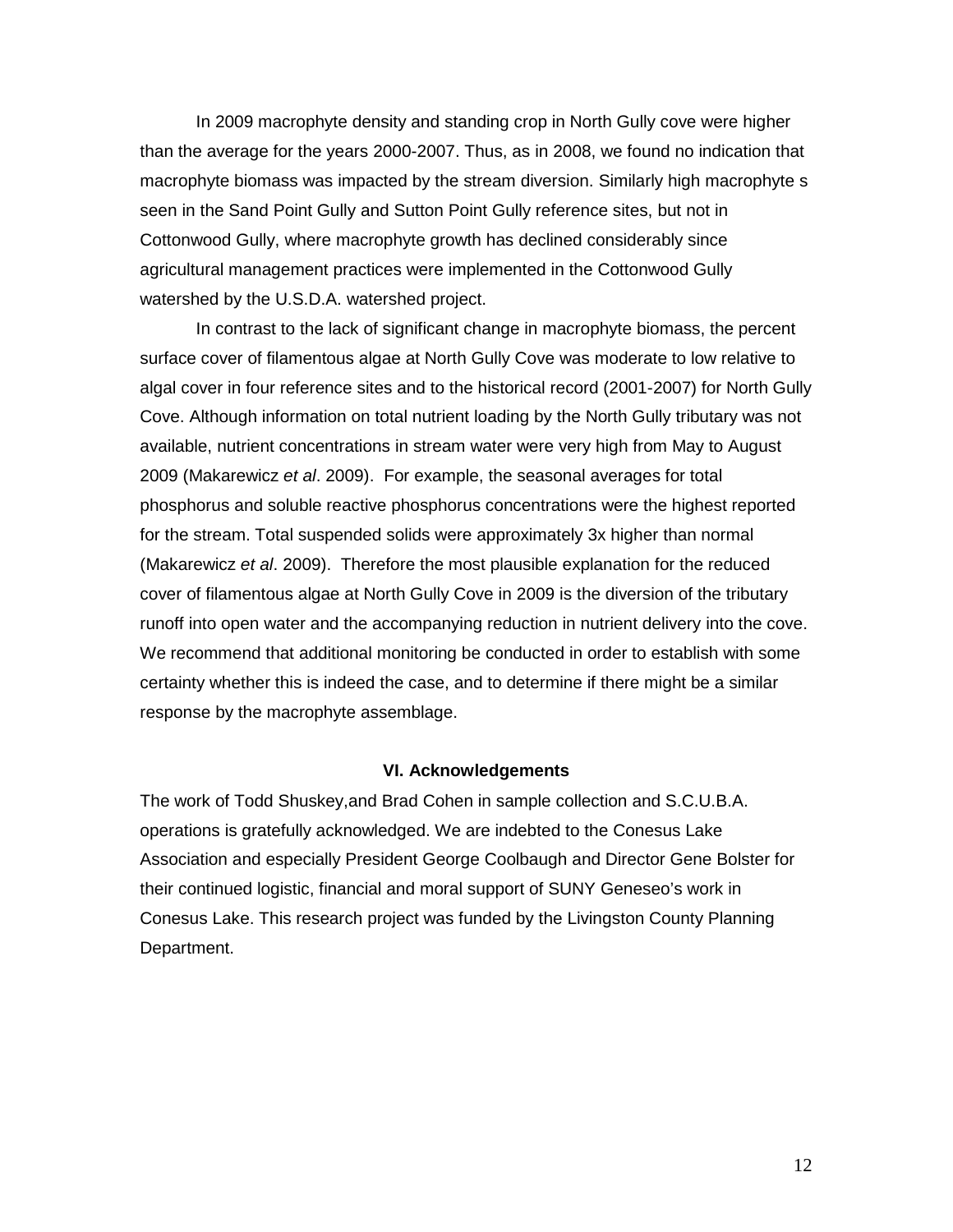In 2009 macrophyte density and standing crop in North Gully cove were higher than the average for the years 2000-2007. Thus, as in 2008, we found no indication that macrophyte biomass was impacted by the stream diversion. Similarly high macrophyte s seen in the Sand Point Gully and Sutton Point Gully reference sites, but not in Cottonwood Gully, where macrophyte growth has declined considerably since agricultural management practices were implemented in the Cottonwood Gully watershed by the U.S.D.A. watershed project.

In contrast to the lack of significant change in macrophyte biomass, the percent surface cover of filamentous algae at North Gully Cove was moderate to low relative to algal cover in four reference sites and to the historical record (2001-2007) for North Gully Cove. Although information on total nutrient loading by the North Gully tributary was not available, nutrient concentrations in stream water were very high from May to August 2009 (Makarewicz *et al*. 2009). For example, the seasonal averages for total phosphorus and soluble reactive phosphorus concentrations were the highest reported for the stream. Total suspended solids were approximately 3x higher than normal (Makarewicz *et al*. 2009). Therefore the most plausible explanation for the reduced cover of filamentous algae at North Gully Cove in 2009 is the diversion of the tributary runoff into open water and the accompanying reduction in nutrient delivery into the cove. We recommend that additional monitoring be conducted in order to establish with some certainty whether this is indeed the case, and to determine if there might be a similar response by the macrophyte assemblage.

## VI. Acknowledgements

The work of Todd Shuskey,and Brad Cohen in sample collection and S.C.U.B.A. operations is gratefully acknowledged. We are indebted to the Conesus Lake Association and especially President George Coolbaugh and Director Gene Bolster for their continued logistic, financial and moral support of SUNY Geneseo's work in Conesus Lake. This research project was funded by the Livingston County Planning Department.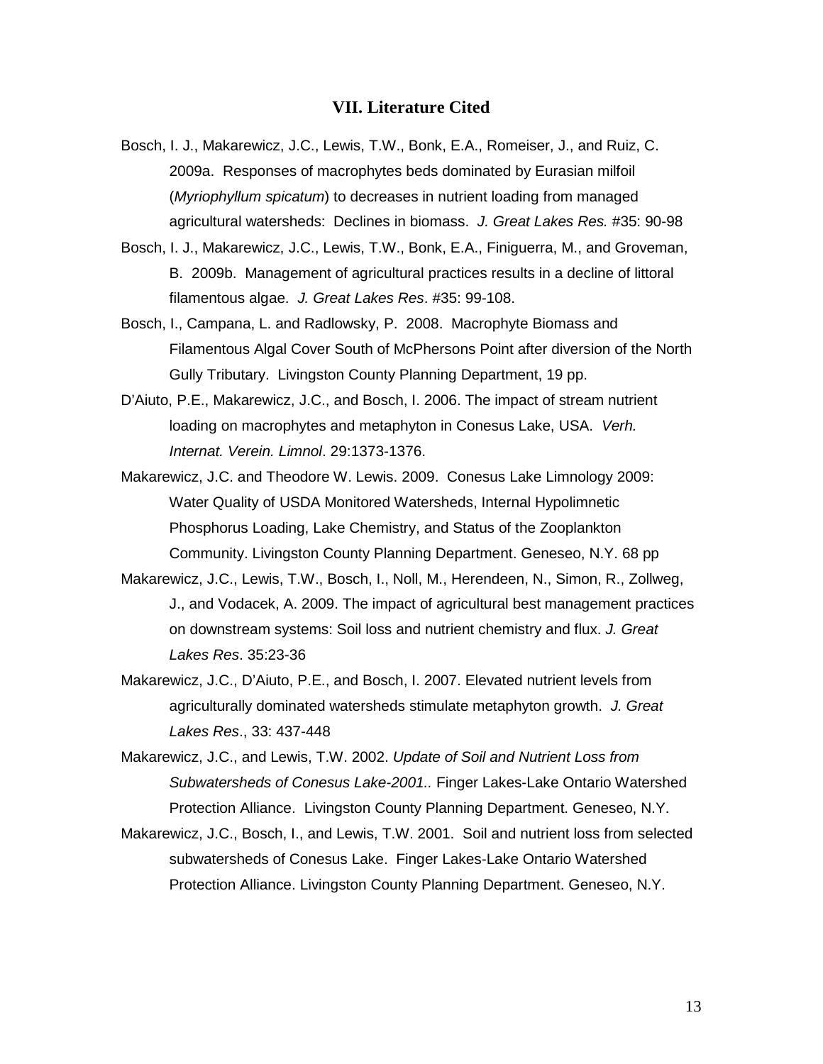## VII. Literature Cited

Bosch, I. J., Makarewicz, J.C., Lewis, T.W., Bonk, E.A., Romeiser, J., and Ruiz, C. 2009a. Responses of macrophytes beds dominated by Eurasian milfoil (*Myriophyllum spicatum*) to decreases in nutrient loading from managed agricultural watersheds: Declines in biomass. *J. Great Lakes Res.* #35: 90-98

Bosch, I. J., Makarewicz, J.C., Lewis, T.W., Bonk, E.A., Finiguerra, M., and Groveman, B. 2009b. Management of agricultural practices results in a decline of littoral filamentous algae. *J. Great Lakes Res*. #35: 99-108.

Bosch, I., Campana, L. and Radlowsky, P. 2008. Macrophyte Biomass and Filamentous Algal Cover South of McPhersons Point after diversion of the North Gully Tributary. Livingston County Planning Department, 19 pp.

D'Aiuto, P.E., Makarewicz, J.C., and Bosch, I. 2006. The impact of stream nutrient loading on macrophytes and metaphyton in Conesus Lake, USA. *Verh. Internat. Verein. Limnol*. 29:1373-1376.

Makarewicz, J.C. and Theodore W. Lewis. 2009. Conesus Lake Limnology 2009: Water Quality of USDA Monitored Watersheds, Internal Hypolimnetic Phosphorus Loading, Lake Chemistry, and Status of the Zooplankton Community. Livingston County Planning Department. Geneseo, N.Y. 68 pp

Makarewicz, J.C., Lewis, T.W., Bosch, I., Noll, M., Herendeen, N., Simon, R., Zollweg, J., and Vodacek, A. 2009. The impact of agricultural best management practices on downstream systems: Soil loss and nutrient chemistry and flux. *J. Great Lakes Res*. 35:23-36

Makarewicz, J.C., D'Aiuto, P.E., and Bosch, I. 2007. Elevated nutrient levels from agriculturally dominated watersheds stimulate metaphyton growth. *J. Great Lakes Res*., 33: 437-448

Makarewicz, J.C., and Lewis, T.W. 2002. *Update of Soil and Nutrient Loss from Subwatersheds of Conesus Lake-2001..* Finger Lakes-Lake Ontario Watershed Protection Alliance. Livingston County Planning Department. Geneseo, N.Y.

Makarewicz, J.C., Bosch, I., and Lewis, T.W. 2001. Soil and nutrient loss from selected subwatersheds of Conesus Lake. Finger Lakes-Lake Ontario Watershed Protection Alliance. Livingston County Planning Department. Geneseo, N.Y.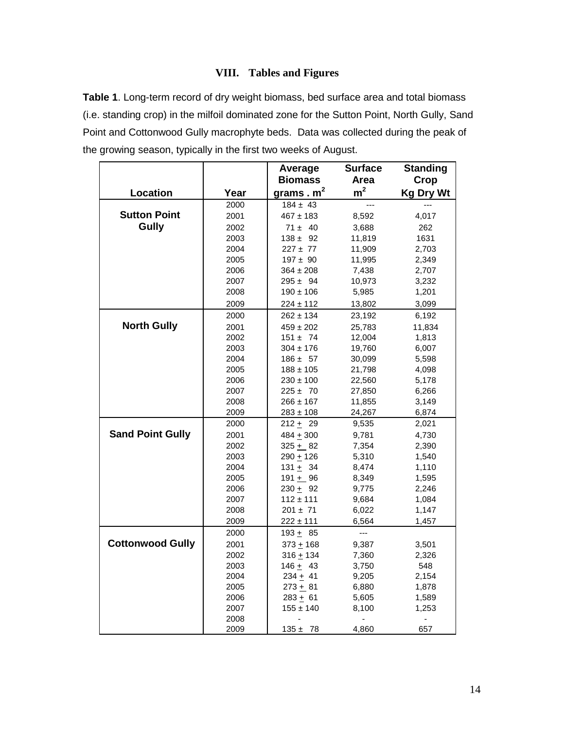## VIII. Tables and Figures

**Table 1**. Long-term record of dry weight biomass, bed surface area and total biomass (i.e. standing crop) in the milfoil dominated zone for the Sutton Point, North Gully, Sand Point and Cottonwood Gully macrophyte beds. Data was collected during the peak of the growing season, typically in the first two weeks of August.

| Location | Year | Average Biomass grams . $m^2$ | Surface Area $m^2$ | Standing Crop Kg Dry Wt |
|---|---|---|---|---|
| **Sutton Point Gully** | 2000 | 184 ± 43 | --- | --- |
| | 2001 | 467 ± 183 | 8,592 | 4,017 |
| | 2002 | 71 ± 40 | 3,688 | 262 |
| | 2003 | 138 ± 92 | 11,819 | 1631 |
| | 2004 | 227 ± 77 | 11,909 | 2,703 |
| | 2005 | 197 ± 90 | 11,995 | 2,349 |
| | 2006 | 364 ± 208 | 7,438 | 2,707 |
| | 2007 | 295 ± 94 | 10,973 | 3,232 |
| | 2008 | 190 ± 106 | 5,985 | 1,201 |
| | 2009 | 224 ± 112 | 13,802 | 3,099 |
| **North Gully** | 2000 | 262 ± 134 | 23,192 | 6,192 |
| | 2001 | 459 ± 202 | 25,783 | 11,834 |
| | 2002 | 151 ± 74 | 12,004 | 1,813 |
| | 2003 | 304 ± 176 | 19,760 | 6,007 |
| | 2004 | 186 ± 57 | 30,099 | 5,598 |
| | 2005 | 188 ± 105 | 21,798 | 4,098 |
| | 2006 | 230 ± 100 | 22,560 | 5,178 |
| | 2007 | 225 ± 70 | 27,850 | 6,266 |
| | 2008 | 266 ± 167 | 11,855 | 3,149 |
| | 2009 | 283 ± 108 | 24,267 | 6,874 |
| **Sand Point Gully** | 2000 | 212 ± 29 | 9,535 | 2,021 |
| | 2001 | 484 ± 300 | 9,781 | 4,730 |
| | 2002 | 325 ± 82 | 7,354 | 2,390 |
| | 2003 | 290 ± 126 | 5,310 | 1,540 |
| | 2004 | 131 ± 34 | 8,474 | 1,110 |
| | 2005 | 191 ± 96 | 8,349 | 1,595 |
| | 2006 | 230 ± 92 | 9,775 | 2,246 |
| | 2007 | 112 ± 111 | 9,684 | 1,084 |
| | 2008 | 201 ± 71 | 6,022 | 1,147 |
| | 2009 | 222 ± 111 | 6,564 | 1,457 |
| **Cottonwood Gully** | 2000 | 193 ± 85 | --- | |
| | 2001 | 373 ± 168 | 9,387 | 3,501 |
| | 2002 | 316 ± 134 | 7,360 | 2,326 |
| | 2003 | 146 ± 43 | 3,750 | 548 |
| | 2004 | 234 ± 41 | 9,205 | 2,154 |
| | 2005 | 273 ± 81 | 6,880 | 1,878 |
| | 2006 | 283 ± 61 | 5,605 | 1,589 |
| | 2007 | 155 ± 140 | 8,100 | 1,253 |
| | 2008 | - | - | - |
| | 2009 | 135 ± 78 | 4,860 | 657 |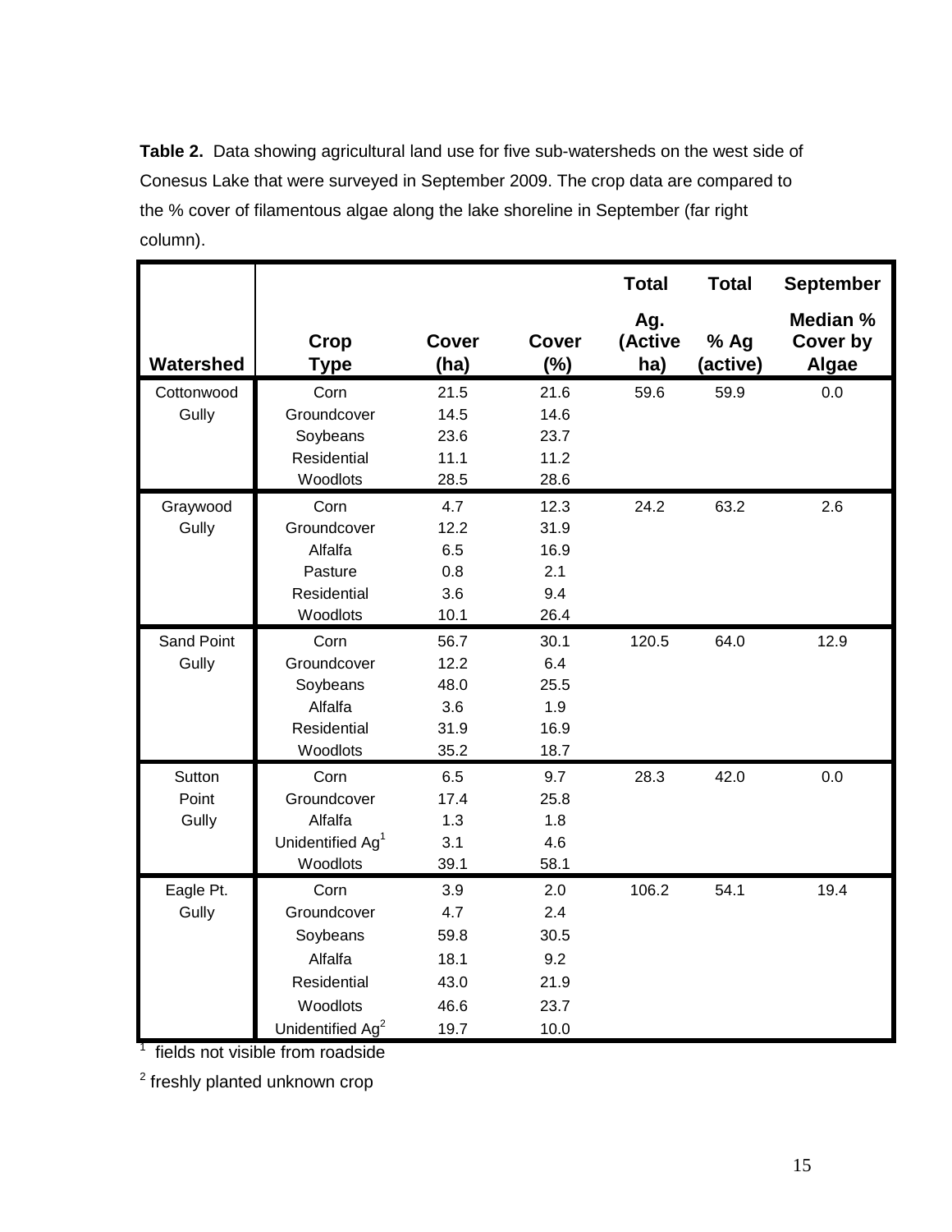**Table 2.** Data showing agricultural land use for five sub-watersheds on the west side of Conesus Lake that were surveyed in September 2009. The crop data are compared to the % cover of filamentous algae along the lake shoreline in September (far right column).

| Watershed | Crop Type | Cover (ha) | Cover (%) | Total Ag. (Active ha) | Total % Ag (active) | September Median % Cover by Algae |
|---|---|---|---|---|---|---|
| Cottonwood Gully | Corn | 21.5 | 21.6 | 59.6 | 59.9 | 0.0 |
| | Groundcover | 14.5 | 14.6 | | | |
| | Soybeans | 23.6 | 23.7 | | | |
| | Residential | 11.1 | 11.2 | | | |
| | Woodlots | 28.5 | 28.6 | | | |
| Graywood Gully | Corn | 4.7 | 12.3 | 24.2 | 63.2 | 2.6 |
| | Groundcover | 12.2 | 31.9 | | | |
| | Alfalfa | 6.5 | 16.9 | | | |
| | Pasture | 0.8 | 2.1 | | | |
| | Residential | 3.6 | 9.4 | | | |
| | Woodlots | 10.1 | 26.4 | | | |
| Sand Point Gully | Corn | 56.7 | 30.1 | 120.5 | 64.0 | 12.9 |
| | Groundcover | 12.2 | 6.4 | | | |
| | Soybeans | 48.0 | 25.5 | | | |
| | Alfalfa | 3.6 | 1.9 | | | |
| | Residential | 31.9 | 16.9 | | | |
| | Woodlots | 35.2 | 18.7 | | | |
| Sutton Point Gully | Corn | 6.5 | 9.7 | 28.3 | 42.0 | 0.0 |
| | Groundcover | 17.4 | 25.8 | | | |
| | Alfalfa | 1.3 | 1.8 | | | |
| | Unidentified Ag[1] | 3.1 | 4.6 | | | |
| | Woodlots | 39.1 | 58.1 | | | |
| Eagle Pt. Gully | Corn | 3.9 | 2.0 | 106.2 | 54.1 | 19.4 |
| | Groundcover | 4.7 | 2.4 | | | |
| | Soybeans | 59.8 | 30.5 | | | |
| | Alfalfa | 18.1 | 9.2 | | | |
| | Residential | 43.0 | 21.9 | | | |
| | Woodlots | 46.6 | 23.7 | | | |
| | Unidentified Ag[2] | 19.7 | 10.0 | | | |

[1] fields not visible from roadside

[2] freshly planted unknown crop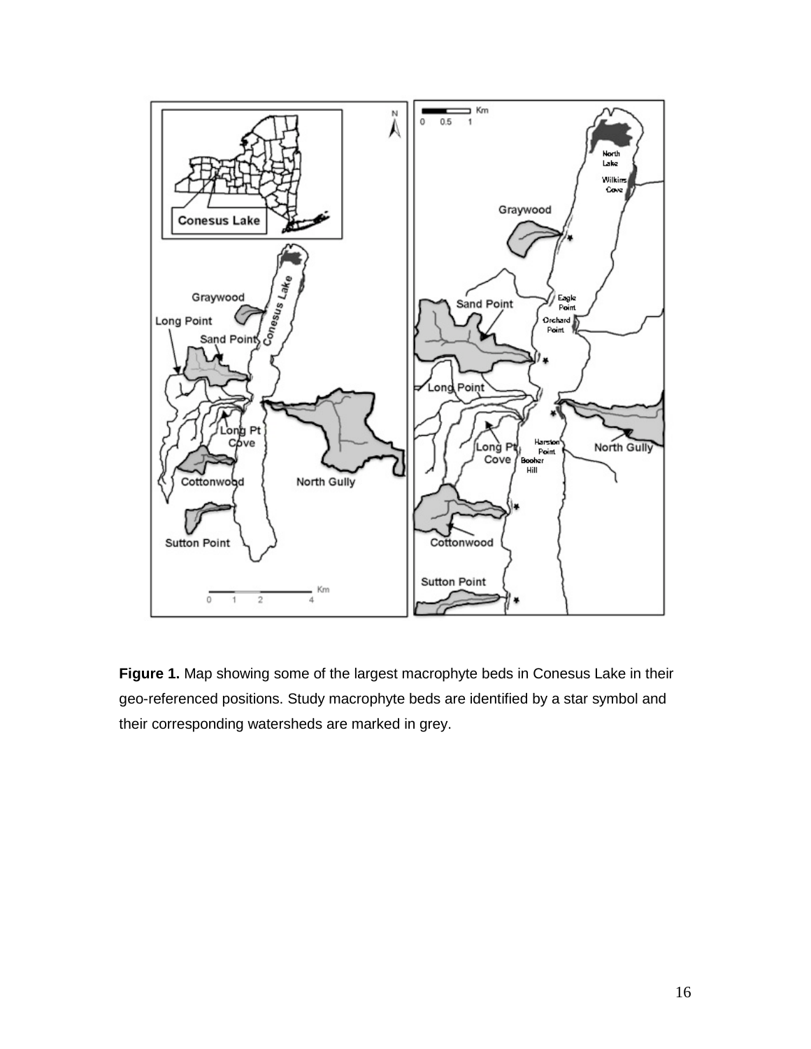**Figure 1.** Map showing some of the largest macrophyte beds in Conesus Lake in their geo-referenced positions. Study macrophyte beds are identified by a star symbol and their corresponding watersheds are marked in grey.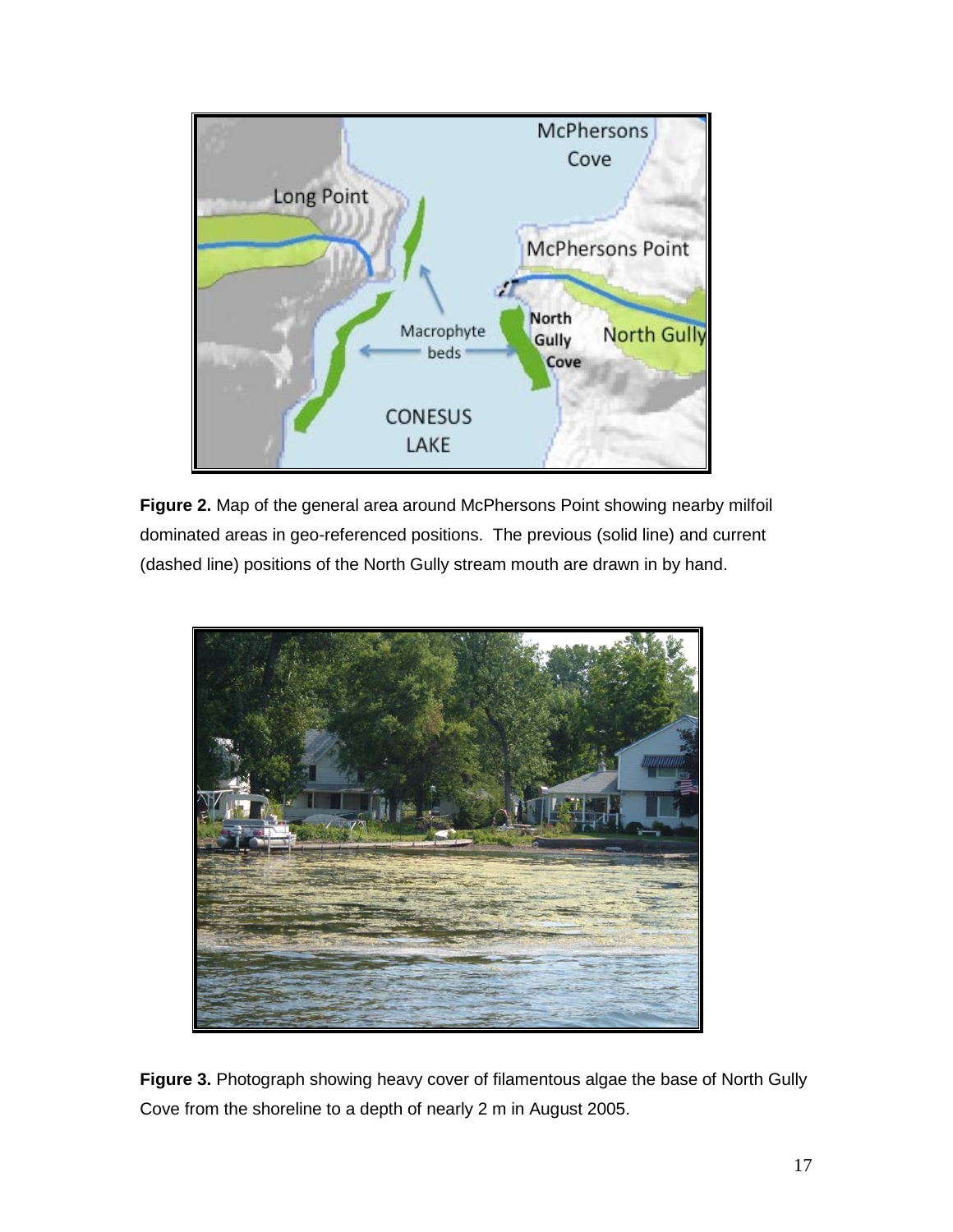**Figure 2.** Map of the general area around McPhersons Point showing nearby milfoil dominated areas in geo-referenced positions. The previous (solid line) and current (dashed line) positions of the North Gully stream mouth are drawn in by hand.

**Figure 3.** Photograph showing heavy cover of filamentous algae the base of North Gully Cove from the shoreline to a depth of nearly 2 m in August 2005.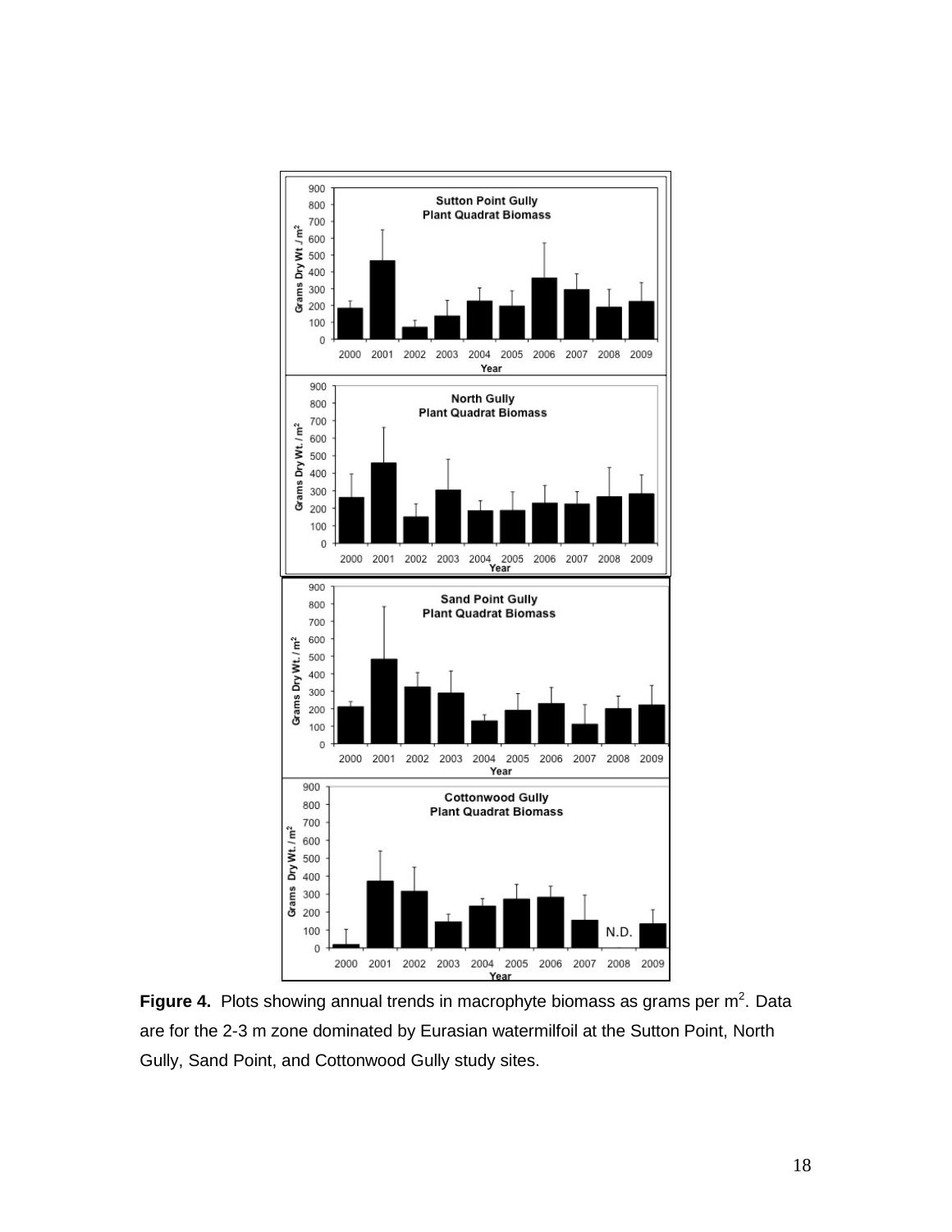**Figure 4.** Plots showing annual trends in macrophyte biomass as grams per m$^2$. Data are for the 2-3 m zone dominated by Eurasian watermilfoil at the Sutton Point, North Gully, Sand Point, and Cottonwood Gully study sites.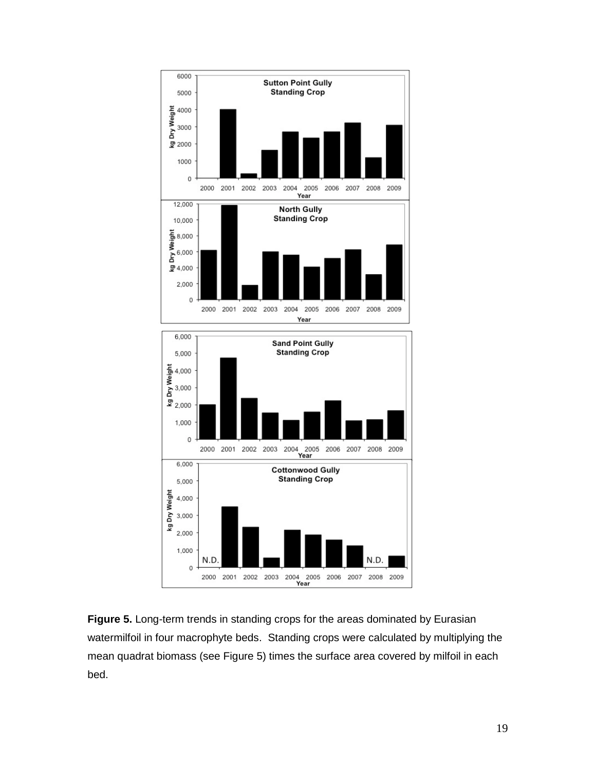**Figure 5.** Long-term trends in standing crops for the areas dominated by Eurasian watermilfoil in four macrophyte beds. Standing crops were calculated by multiplying the mean quadrat biomass (see Figure 5) times the surface area covered by milfoil in each bed.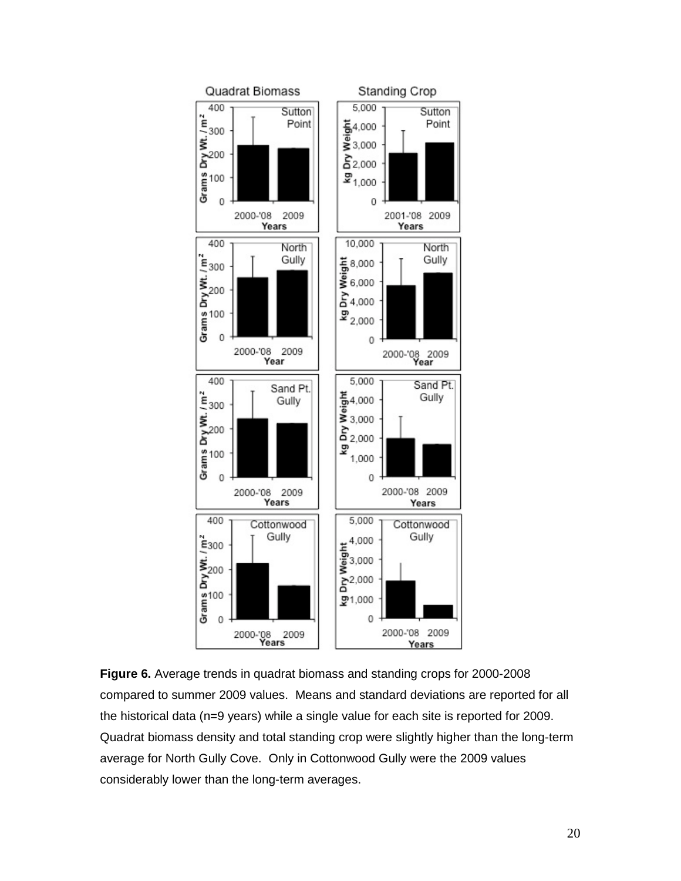**Figure 6.** Average trends in quadrat biomass and standing crops for 2000-2008 compared to summer 2009 values. Means and standard deviations are reported for all the historical data (n=9 years) while a single value for each site is reported for 2009. Quadrat biomass density and total standing crop were slightly higher than the long-term average for North Gully Cove. Only in Cottonwood Gully were the 2009 values considerably lower than the long-term averages.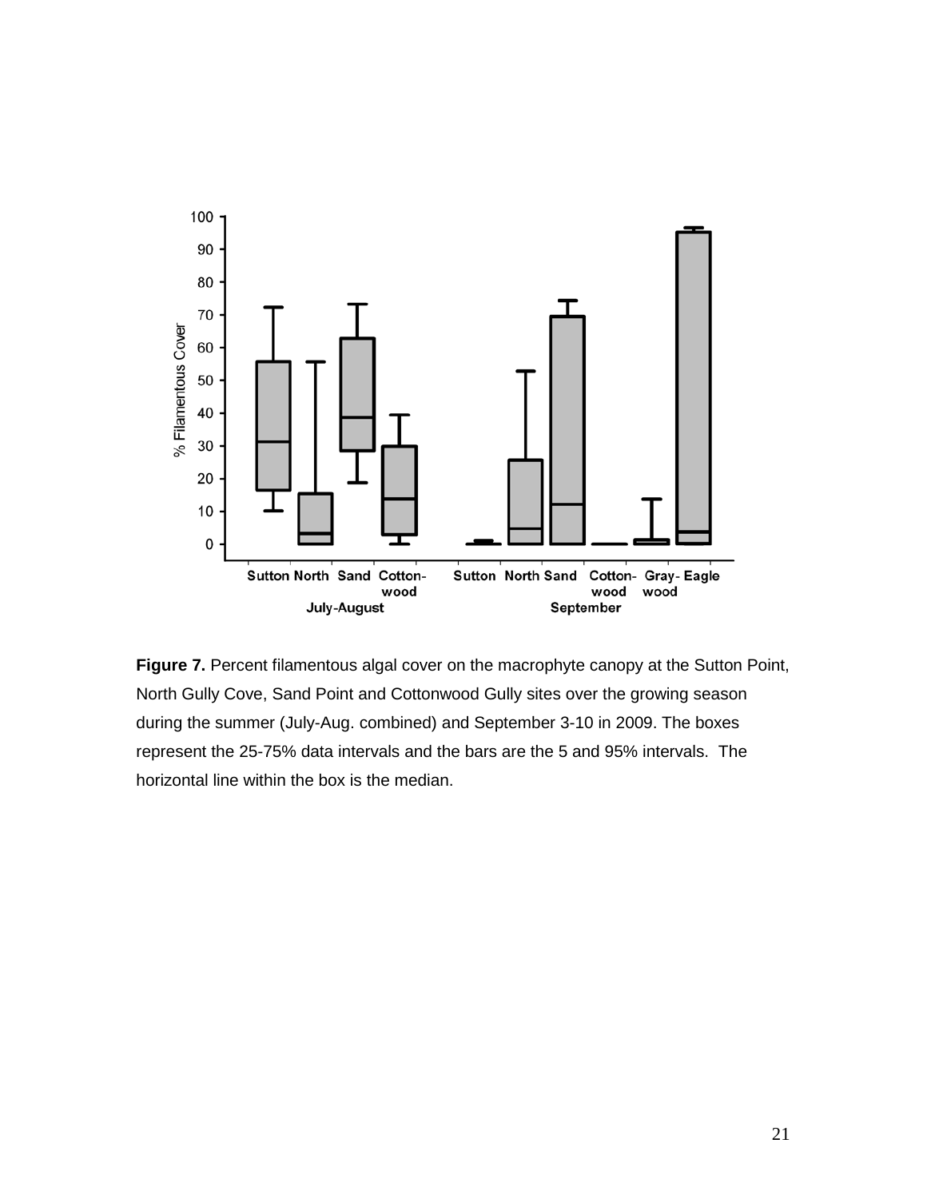**Figure 7.** Percent filamentous algal cover on the macrophyte canopy at the Sutton Point, North Gully Cove, Sand Point and Cottonwood Gully sites over the growing season during the summer (July-Aug. combined) and September 3-10 in 2009. The boxes represent the 25-75% data intervals and the bars are the 5 and 95% intervals. The horizontal line within the box is the median.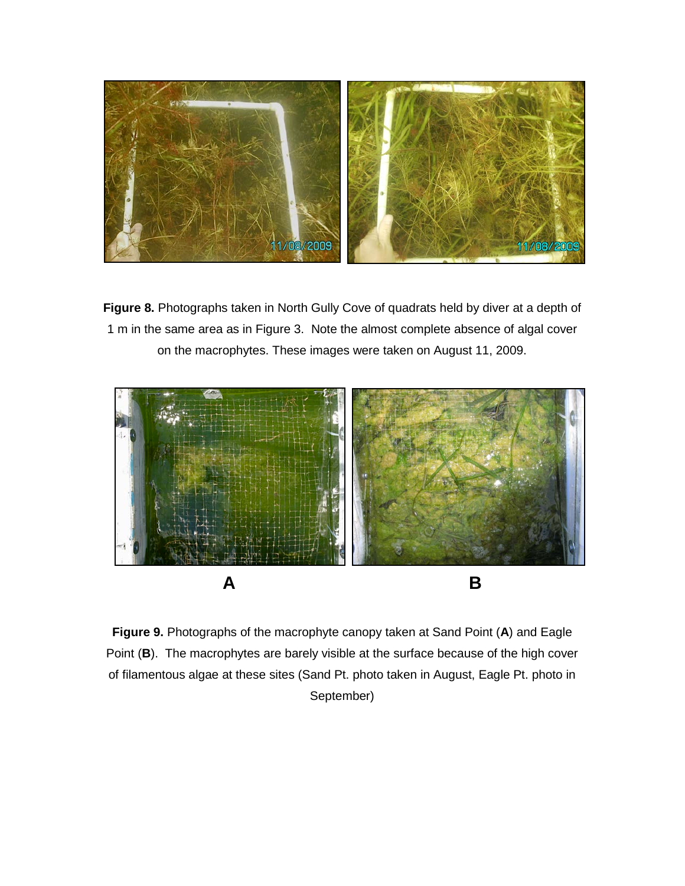**Figure 8.** Photographs taken in North Gully Cove of quadrats held by diver at a depth of 1 m in the same area as in Figure 3. Note the almost complete absence of algal cover on the macrophytes. These images were taken on August 11, 2009.

**A** **B**

**Figure 9.** Photographs of the macrophyte canopy taken at Sand Point (**A**) and Eagle Point (**B**). The macrophytes are barely visible at the surface because of the high cover of filamentous algae at these sites (Sand Pt. photo taken in August, Eagle Pt. photo in September)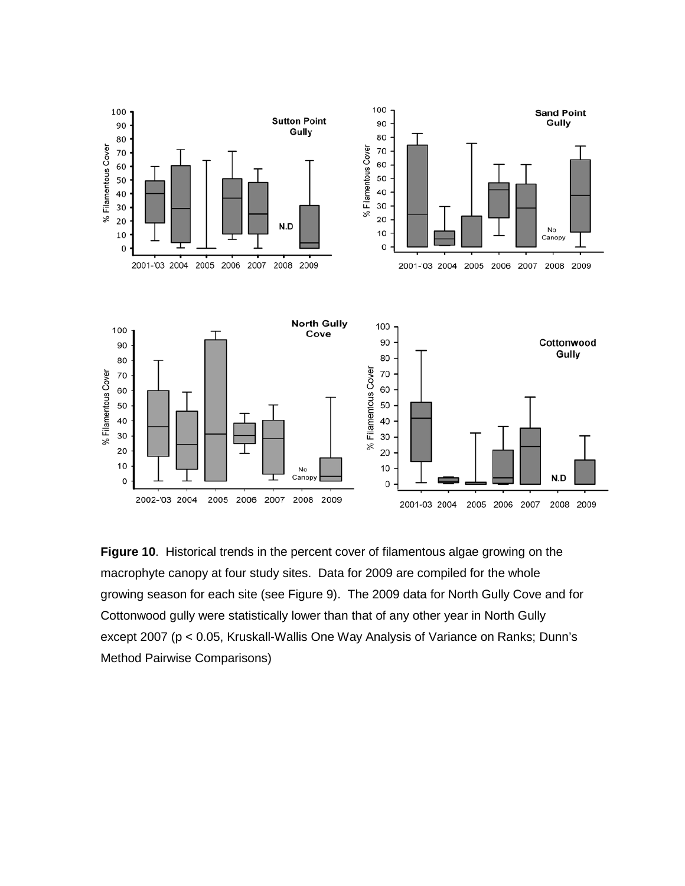Sutton Point Gully

% Filamentous Cover

100
90
80
70
60
50
40
30
20
10
0

N.D

2001-'03 2004 2005 2006 2007 2008 2009

Sand Point Gully

% Filamentous Cover

100
90
80
70
60
50
40
30
20
10
0

No Canopy

2001-'03 2004 2005 2006 2007 2008 2009

North Gully Cove

% Filamentous Cover

100
90
80
70
60
50
40
30
20
10
0

No Canopy

2002-'03 2004 2005 2006 2007 2008 2009

Cottonwood Gully

% Filamentous Cover

100
90
80
70
60
50
40
30
20
10
0

N.D

2001-03 2004 2005 2006 2007 2008 2009

**Figure 10**. Historical trends in the percent cover of filamentous algae growing on the macrophyte canopy at four study sites. Data for 2009 are compiled for the whole growing season for each site (see Figure 9). The 2009 data for North Gully Cove and for Cottonwood gully were statistically lower than that of any other year in North Gully except 2007 ($p < 0.05$, Kruskall-Wallis One Way Analysis of Variance on Ranks; Dunn's Method Pairwise Comparisons)